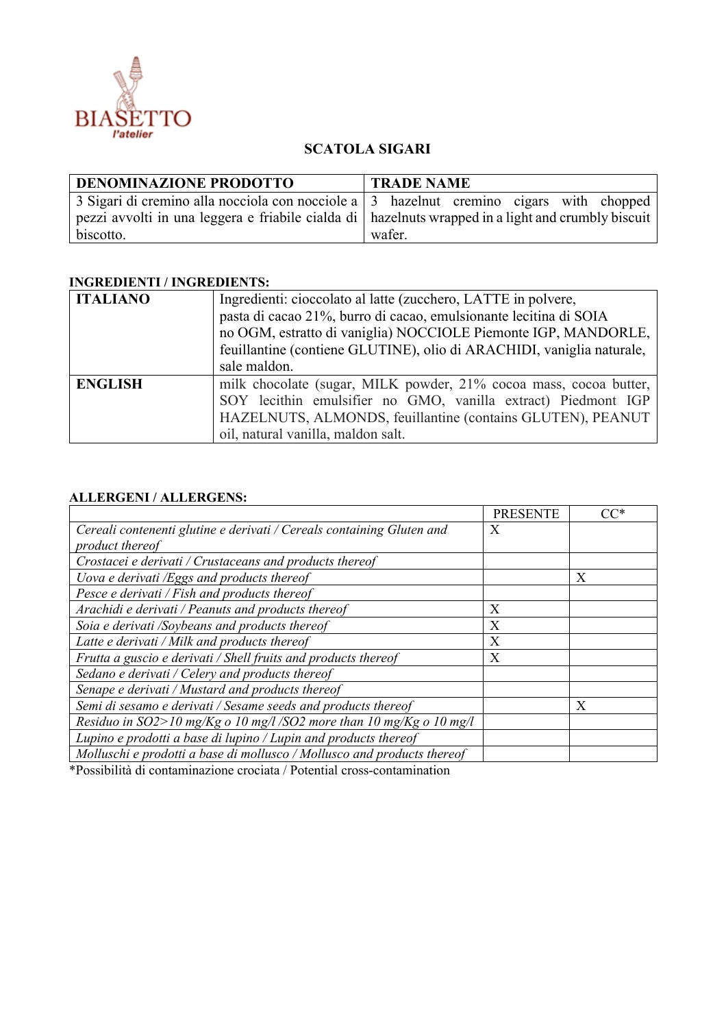BIASETTO
l'atelier

# SCATOLA SIGARI

| DENOMINAZIONE PRODOTTO | TRADE NAME |
|---|---|
| 3 Sigari di cremino alla nocciola con nocciole a pezzi avvolti in una leggera e friabile cialda di biscotto. | 3 hazelnut cremino cigars with chopped hazelnuts wrapped in a light and crumbly biscuit wafer. |

**INGREDIENTI / INGREDIENTS:**

| | |
|---|---|
| **ITALIANO** | Ingredienti: cioccolato al latte (zucchero, LATTE in polvere, pasta di cacao 21%, burro di cacao, emulsionante lecitina di SOIA no OGM, estratto di vaniglia) NOCCIOLE Piemonte IGP, MANDORLE, feuillantine (contiene GLUTINE), olio di ARACHIDI, vaniglia naturale, sale maldon. |
| **ENGLISH** | milk chocolate (sugar, MILK powder, 21% cocoa mass, cocoa butter, SOY lecithin emulsifier no GMO, vanilla extract) Piedmont IGP HAZELNUTS, ALMONDS, feuillantine (contains GLUTEN), PEANUT oil, natural vanilla, maldon salt. |

**ALLERGENI / ALLERGENS:**

| | PRESENTE | CC* |
|---|---|---|
| *Cereali contenenti glutine e derivati / Cereals containing Gluten and product thereof* | X | |
| *Crostacei e derivati / Crustaceans and products thereof* | | |
| *Uova e derivati /Eggs and products thereof* | | X |
| *Pesce e derivati / Fish and products thereof* | | |
| *Arachidi e derivati / Peanuts and products thereof* | X | |
| *Soia e derivati /Soybeans and products thereof* | X | |
| *Latte e derivati / Milk and products thereof* | X | |
| *Frutta a guscio e derivati / Shell fruits and products thereof* | X | |
| *Sedano e derivati / Celery and products thereof* | | |
| *Senape e derivati / Mustard and products thereof* | | |
| *Semi di sesamo e derivati / Sesame seeds and products thereof* | | X |
| *Residuo in SO2>10 mg/Kg o 10 mg/l /SO2 more than 10 mg/Kg o 10 mg/l* | | |
| *Lupino e prodotti a base di lupino / Lupin and products thereof* | | |
| *Molluschi e prodotti a base di mollusco / Mollusco and products thereof* | | |

*Possibilità di contaminazione crociata / Potential cross-contamination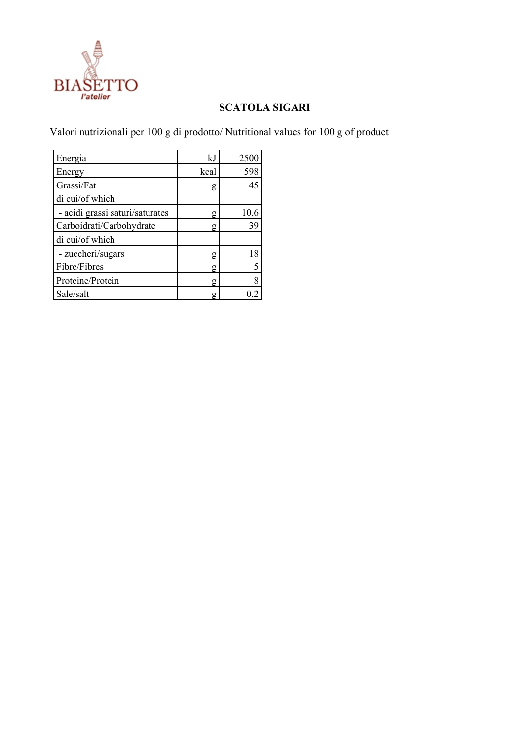BIASETTO
*l'atelier*

## SCATOLA SIGARI

Valori nutrizionali per 100 g di prodotto/ Nutritional values for 100 g of product

| | | |
|---|---|---|
| Energia | kJ | 2500 |
| Energy | kcal | 598 |
| Grassi/Fat | g | 45 |
| di cui/of which | | |
| - acidi grassi saturi/saturates | g | 10,6 |
| Carboidrati/Carbohydrate | g | 39 |
| di cui/of which | | |
| - zuccheri/sugars | g | 18 |
| Fibre/Fibres | g | 5 |
| Proteine/Protein | g | 8 |
| Sale/salt | g | 0,2 |